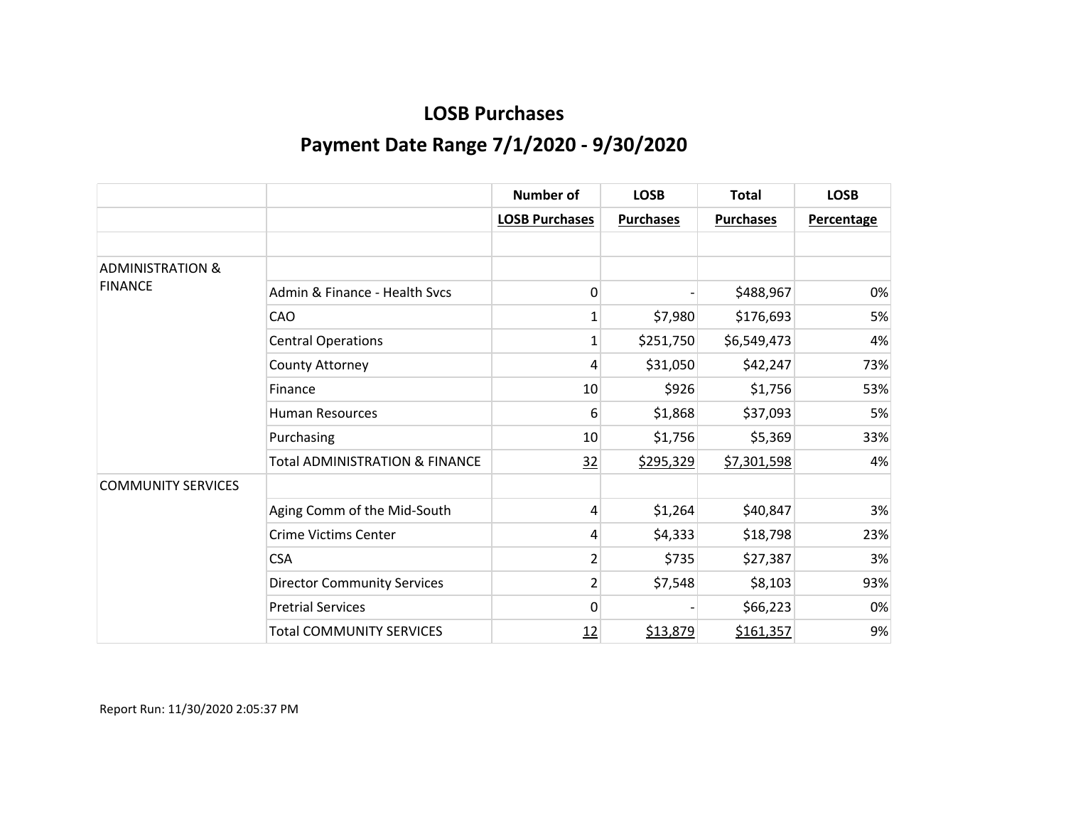# LOSB Purchases

## Payment Date Range 7/1/2020 - 9/30/2020

| | | Number of | LOSB | Total | LOSB |
|---|---|---|---|---|---|
| | | LOSB Purchases | Purchases | Purchases | Percentage |
| | | | | | |
| ADMINISTRATION & FINANCE | | | | | |
| | Admin & Finance - Health Svcs | 0 | - | $488,967 | 0% |
| | CAO | 1 | $7,980 | $176,693 | 5% |
| | Central Operations | 1 | $251,750 | $6,549,473 | 4% |
| | County Attorney | 4 | $31,050 | $42,247 | 73% |
| | Finance | 10 | $926 | $1,756 | 53% |
| | Human Resources | 6 | $1,868 | $37,093 | 5% |
| | Purchasing | 10 | $1,756 | $5,369 | 33% |
| | Total ADMINISTRATION & FINANCE | 32 | $295,329 | $7,301,598 | 4% |
| COMMUNITY SERVICES | | | | | |
| | Aging Comm of the Mid-South | 4 | $1,264 | $40,847 | 3% |
| | Crime Victims Center | 4 | $4,333 | $18,798 | 23% |
| | CSA | 2 | $735 | $27,387 | 3% |
| | Director Community Services | 2 | $7,548 | $8,103 | 93% |
| | Pretrial Services | 0 | - | $66,223 | 0% |
| | Total COMMUNITY SERVICES | 12 | $13,879 | $161,357 | 9% |

Report Run: 11/30/2020 2:05:37 PM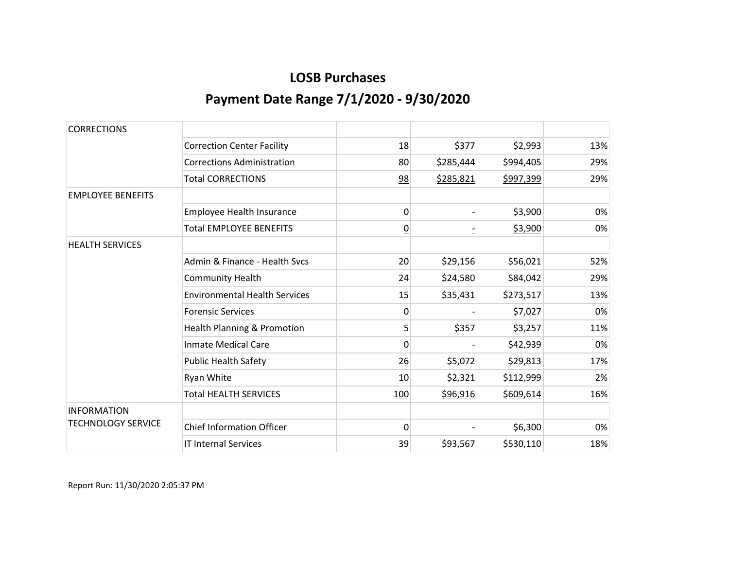## LOSB Purchases

## Payment Date Range 7/1/2020 - 9/30/2020

| | | | | | |
|---|---|---|---|---|---|
| CORRECTIONS | | | | | |
| | Correction Center Facility | 18 | $377 | $2,993 | 13% |
| | Corrections Administration | 80 | $285,444 | $994,405 | 29% |
| | Total CORRECTIONS | 98 | $285,821 | $997,399 | 29% |
| EMPLOYEE BENEFITS | | | | | |
| | Employee Health Insurance | 0 | - | $3,900 | 0% |
| | Total EMPLOYEE BENEFITS | 0 | - | $3,900 | 0% |
| HEALTH SERVICES | | | | | |
| | Admin & Finance - Health Svcs | 20 | $29,156 | $56,021 | 52% |
| | Community Health | 24 | $24,580 | $84,042 | 29% |
| | Environmental Health Services | 15 | $35,431 | $273,517 | 13% |
| | Forensic Services | 0 | - | $7,027 | 0% |
| | Health Planning & Promotion | 5 | $357 | $3,257 | 11% |
| | Inmate Medical Care | 0 | - | $42,939 | 0% |
| | Public Health Safety | 26 | $5,072 | $29,813 | 17% |
| | Ryan White | 10 | $2,321 | $112,999 | 2% |
| | Total HEALTH SERVICES | 100 | $96,916 | $609,614 | 16% |
| INFORMATION TECHNOLOGY SERVICE | | | | | |
| | Chief Information Officer | 0 | - | $6,300 | 0% |
| | IT Internal Services | 39 | $93,567 | $530,110 | 18% |

Report Run: 11/30/2020 2:05:37 PM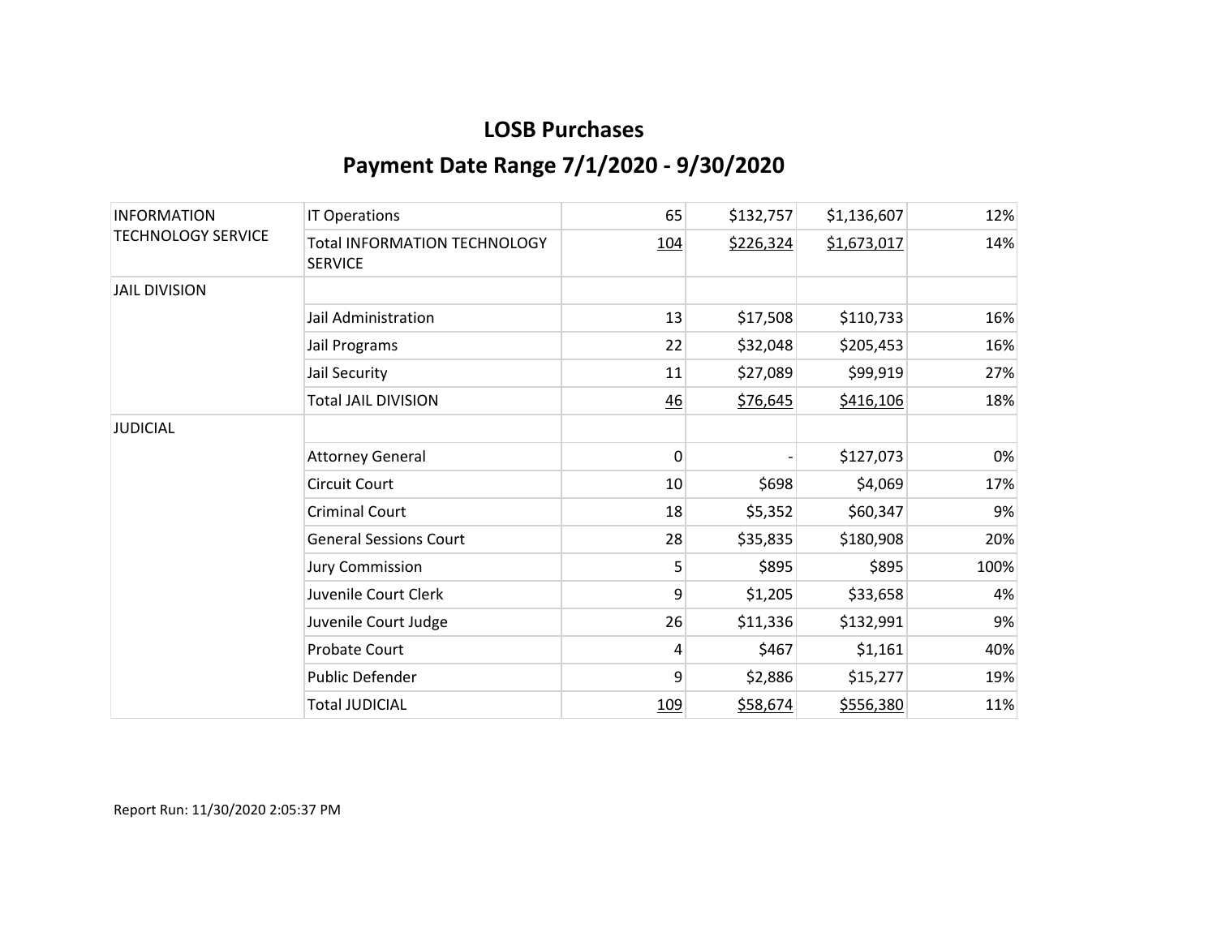# LOSB Purchases

## Payment Date Range 7/1/2020 - 9/30/2020

| | | | | | |
|---|---|---|---|---|---|
| INFORMATION TECHNOLOGY SERVICE | IT Operations | 65 | $132,757 | $1,136,607 | 12% |
| | Total INFORMATION TECHNOLOGY SERVICE | 104 | $226,324 | $1,673,017 | 14% |
| JAIL DIVISION | | | | | |
| | Jail Administration | 13 | $17,508 | $110,733 | 16% |
| | Jail Programs | 22 | $32,048 | $205,453 | 16% |
| | Jail Security | 11 | $27,089 | $99,919 | 27% |
| | Total JAIL DIVISION | 46 | $76,645 | $416,106 | 18% |
| JUDICIAL | | | | | |
| | Attorney General | 0 | - | $127,073 | 0% |
| | Circuit Court | 10 | $698 | $4,069 | 17% |
| | Criminal Court | 18 | $5,352 | $60,347 | 9% |
| | General Sessions Court | 28 | $35,835 | $180,908 | 20% |
| | Jury Commission | 5 | $895 | $895 | 100% |
| | Juvenile Court Clerk | 9 | $1,205 | $33,658 | 4% |
| | Juvenile Court Judge | 26 | $11,336 | $132,991 | 9% |
| | Probate Court | 4 | $467 | $1,161 | 40% |
| | Public Defender | 9 | $2,886 | $15,277 | 19% |
| | Total JUDICIAL | 109 | $58,674 | $556,380 | 11% |

Report Run: 11/30/2020 2:05:37 PM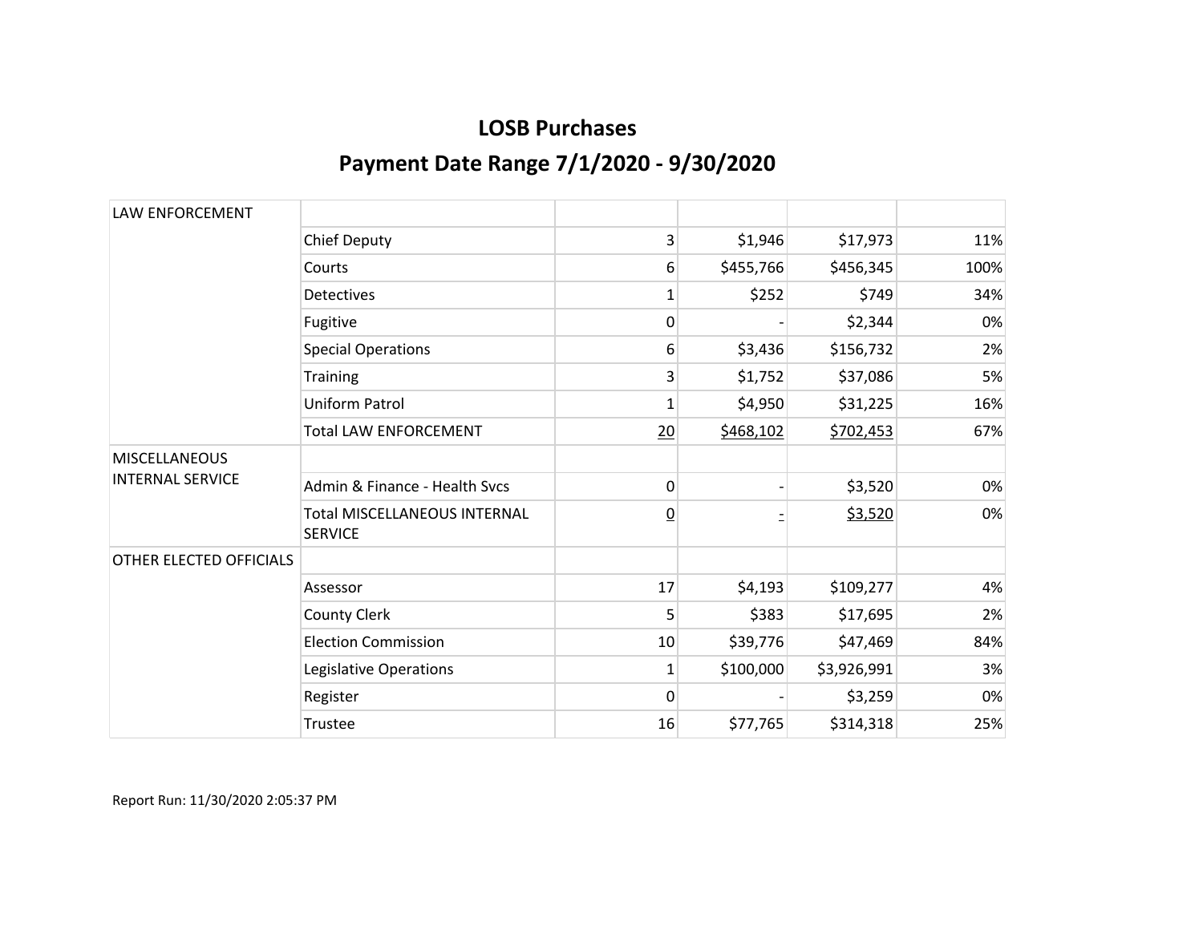# LOSB Purchases

## Payment Date Range 7/1/2020 - 9/30/2020

| | | | | | |
|---|---|---|---|---|---|
| LAW ENFORCEMENT | | | | | |
| | Chief Deputy | 3 | $1,946 | $17,973 | 11% |
| | Courts | 6 | $455,766 | $456,345 | 100% |
| | Detectives | 1 | $252 | $749 | 34% |
| | Fugitive | 0 | - | $2,344 | 0% |
| | Special Operations | 6 | $3,436 | $156,732 | 2% |
| | Training | 3 | $1,752 | $37,086 | 5% |
| | Uniform Patrol | 1 | $4,950 | $31,225 | 16% |
| | Total LAW ENFORCEMENT | 20 | $468,102 | $702,453 | 67% |
| MISCELLANEOUS INTERNAL SERVICE | | | | | |
| | Admin & Finance - Health Svcs | 0 | - | $3,520 | 0% |
| | Total MISCELLANEOUS INTERNAL SERVICE | 0 | - | $3,520 | 0% |
| OTHER ELECTED OFFICIALS | | | | | |
| | Assessor | 17 | $4,193 | $109,277 | 4% |
| | County Clerk | 5 | $383 | $17,695 | 2% |
| | Election Commission | 10 | $39,776 | $47,469 | 84% |
| | Legislative Operations | 1 | $100,000 | $3,926,991 | 3% |
| | Register | 0 | - | $3,259 | 0% |
| | Trustee | 16 | $77,765 | $314,318 | 25% |

Report Run: 11/30/2020 2:05:37 PM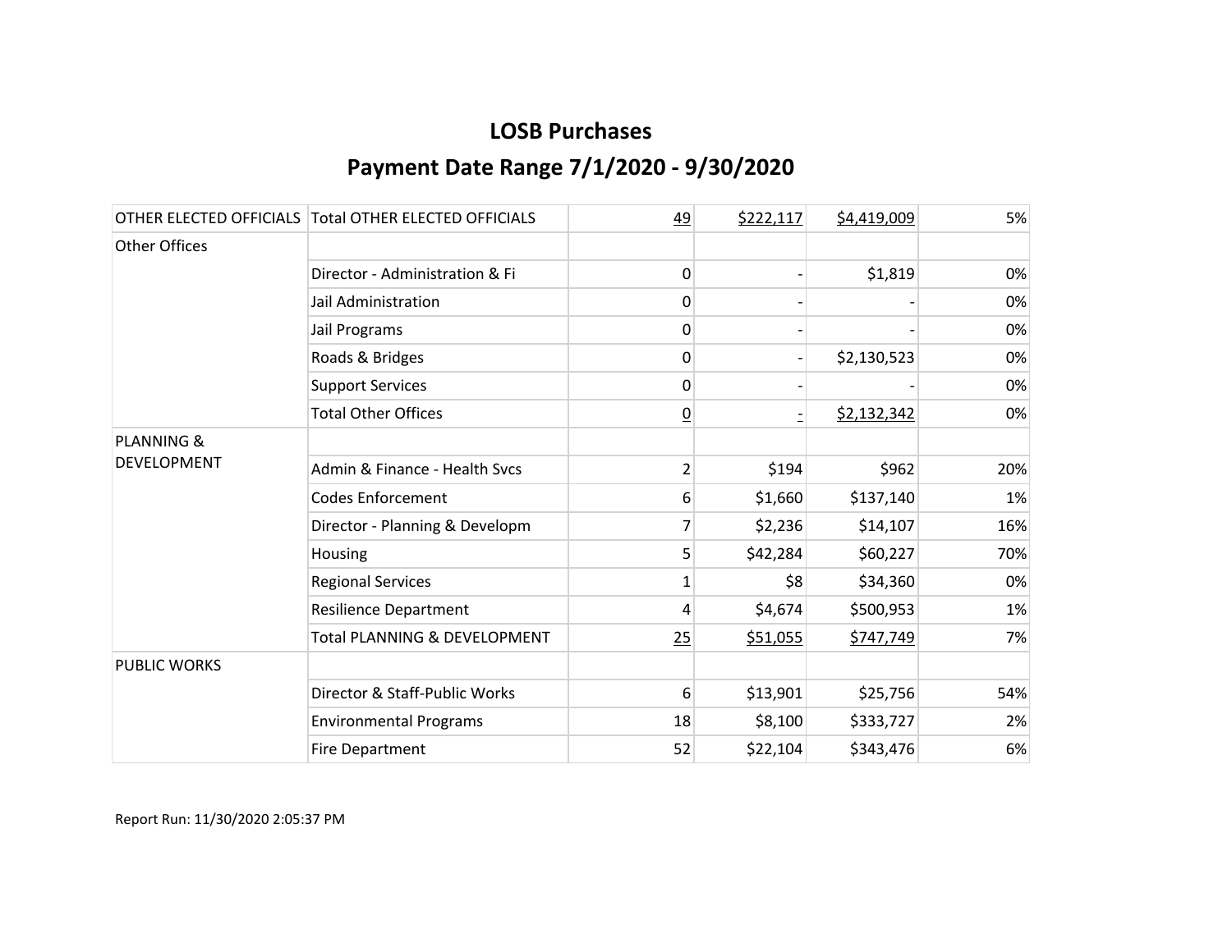# LOSB Purchases

## Payment Date Range 7/1/2020 - 9/30/2020

| | | | | | |
|---|---|---|---|---|---|
| OTHER ELECTED OFFICIALS | Total OTHER ELECTED OFFICIALS | 49 | $222,117 | $4,419,009 | 5% |
| Other Offices | | | | | |
| | Director - Administration & Fi | 0 | - | $1,819 | 0% |
| | Jail Administration | 0 | - | - | 0% |
| | Jail Programs | 0 | - | - | 0% |
| | Roads & Bridges | 0 | - | $2,130,523 | 0% |
| | Support Services | 0 | - | - | 0% |
| | Total Other Offices | 0 | - | $2,132,342 | 0% |
| PLANNING & DEVELOPMENT | | | | | |
| | Admin & Finance - Health Svcs | 2 | $194 | $962 | 20% |
| | Codes Enforcement | 6 | $1,660 | $137,140 | 1% |
| | Director - Planning & Developm | 7 | $2,236 | $14,107 | 16% |
| | Housing | 5 | $42,284 | $60,227 | 70% |
| | Regional Services | 1 | $8 | $34,360 | 0% |
| | Resilience Department | 4 | $4,674 | $500,953 | 1% |
| | Total PLANNING & DEVELOPMENT | 25 | $51,055 | $747,749 | 7% |
| PUBLIC WORKS | | | | | |
| | Director & Staff-Public Works | 6 | $13,901 | $25,756 | 54% |
| | Environmental Programs | 18 | $8,100 | $333,727 | 2% |
| | Fire Department | 52 | $22,104 | $343,476 | 6% |

Report Run: 11/30/2020 2:05:37 PM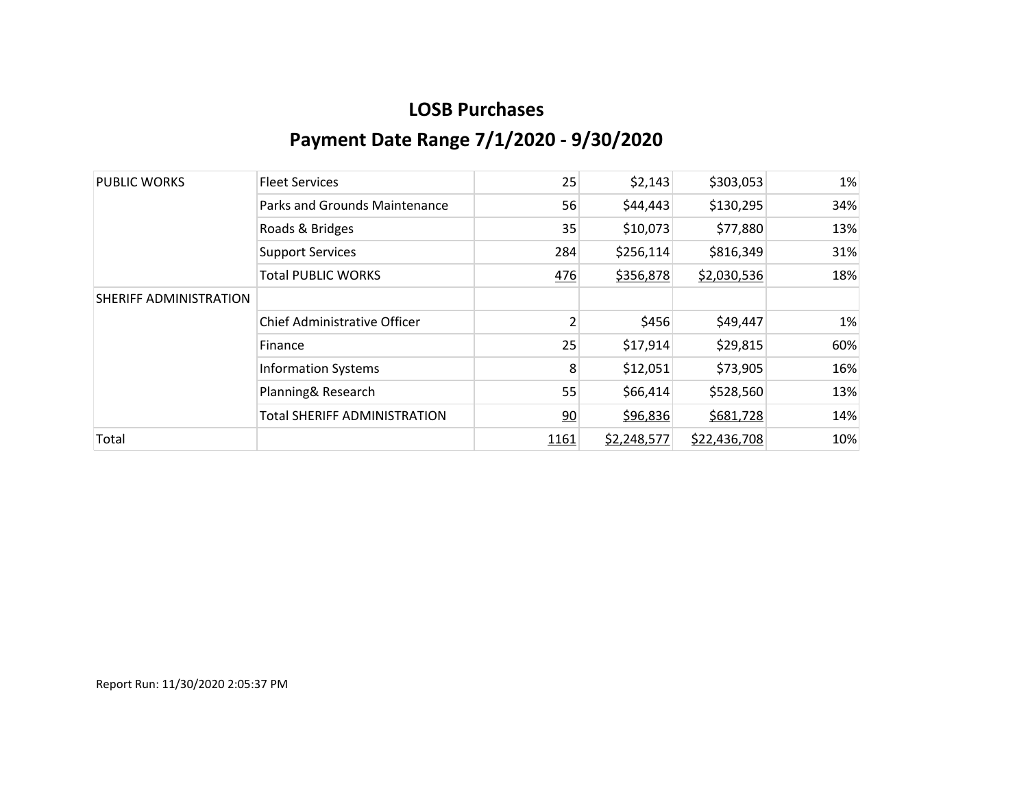## LOSB Purchases

## Payment Date Range 7/1/2020 - 9/30/2020

| | | | | | |
|---|---|---|---|---|---|
| PUBLIC WORKS | Fleet Services | 25 | $2,143 | $303,053 | 1% |
| | Parks and Grounds Maintenance | 56 | $44,443 | $130,295 | 34% |
| | Roads & Bridges | 35 | $10,073 | $77,880 | 13% |
| | Support Services | 284 | $256,114 | $816,349 | 31% |
| | Total PUBLIC WORKS | 476 | $356,878 | $2,030,536 | 18% |
| SHERIFF ADMINISTRATION | | | | | |
| | Chief Administrative Officer | 2 | $456 | $49,447 | 1% |
| | Finance | 25 | $17,914 | $29,815 | 60% |
| | Information Systems | 8 | $12,051 | $73,905 | 16% |
| | Planning& Research | 55 | $66,414 | $528,560 | 13% |
| | Total SHERIFF ADMINISTRATION | 90 | $96,836 | $681,728 | 14% |
| Total | | 1161 | $2,248,577 | $22,436,708 | 10% |

Report Run: 11/30/2020 2:05:37 PM